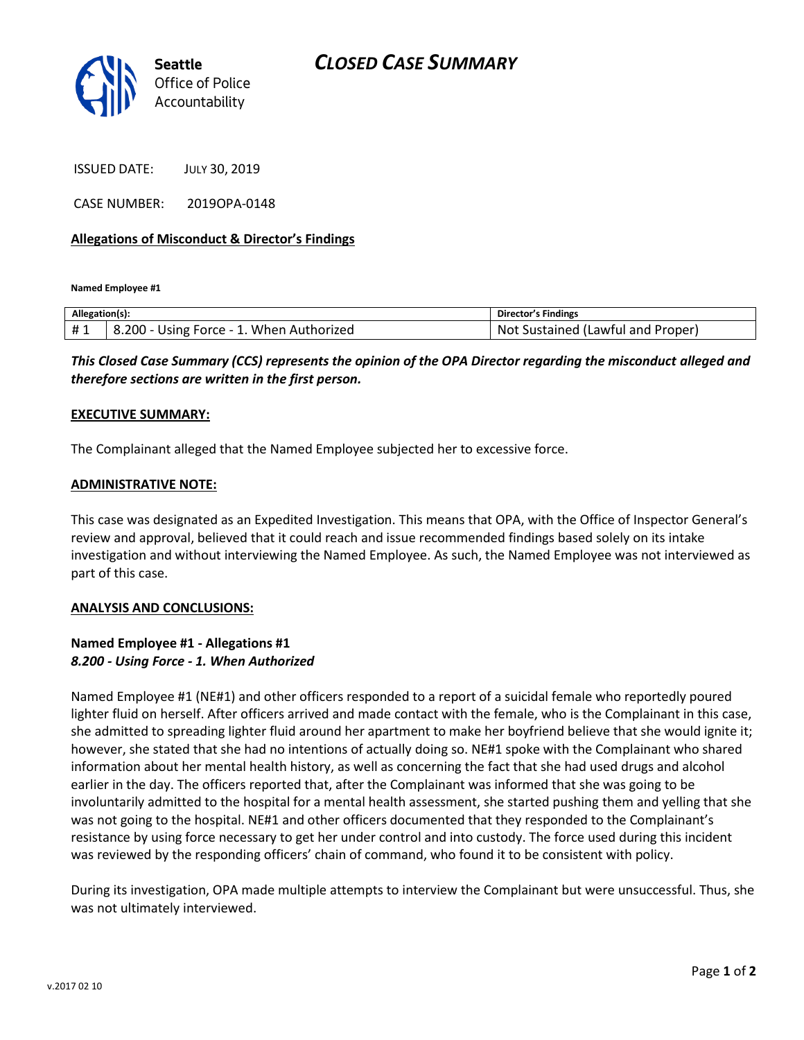Seattle Office of Police Accountability

# CLOSED CASE SUMMARY

ISSUED DATE: JULY 30, 2019

CASE NUMBER: 2019OPA-0148

**Allegations of Misconduct & Director's Findings**

**Named Employee #1**

| Allegation(s): | | Director's Findings |
|---|---|---|
| # 1 | 8.200 - Using Force - 1. When Authorized | Not Sustained (Lawful and Proper) |

***This Closed Case Summary (CCS) represents the opinion of the OPA Director regarding the misconduct alleged and therefore sections are written in the first person.***

**EXECUTIVE SUMMARY:**

The Complainant alleged that the Named Employee subjected her to excessive force.

**ADMINISTRATIVE NOTE:**

This case was designated as an Expedited Investigation. This means that OPA, with the Office of Inspector General's review and approval, believed that it could reach and issue recommended findings based solely on its intake investigation and without interviewing the Named Employee. As such, the Named Employee was not interviewed as part of this case.

**ANALYSIS AND CONCLUSIONS:**

**Named Employee #1 - Allegations #1**
***8.200 - Using Force - 1. When Authorized***

Named Employee #1 (NE#1) and other officers responded to a report of a suicidal female who reportedly poured lighter fluid on herself. After officers arrived and made contact with the female, who is the Complainant in this case, she admitted to spreading lighter fluid around her apartment to make her boyfriend believe that she would ignite it; however, she stated that she had no intentions of actually doing so. NE#1 spoke with the Complainant who shared information about her mental health history, as well as concerning the fact that she had used drugs and alcohol earlier in the day. The officers reported that, after the Complainant was informed that she was going to be involuntarily admitted to the hospital for a mental health assessment, she started pushing them and yelling that she was not going to the hospital. NE#1 and other officers documented that they responded to the Complainant's resistance by using force necessary to get her under control and into custody. The force used during this incident was reviewed by the responding officers' chain of command, who found it to be consistent with policy.

During its investigation, OPA made multiple attempts to interview the Complainant but were unsuccessful. Thus, she was not ultimately interviewed.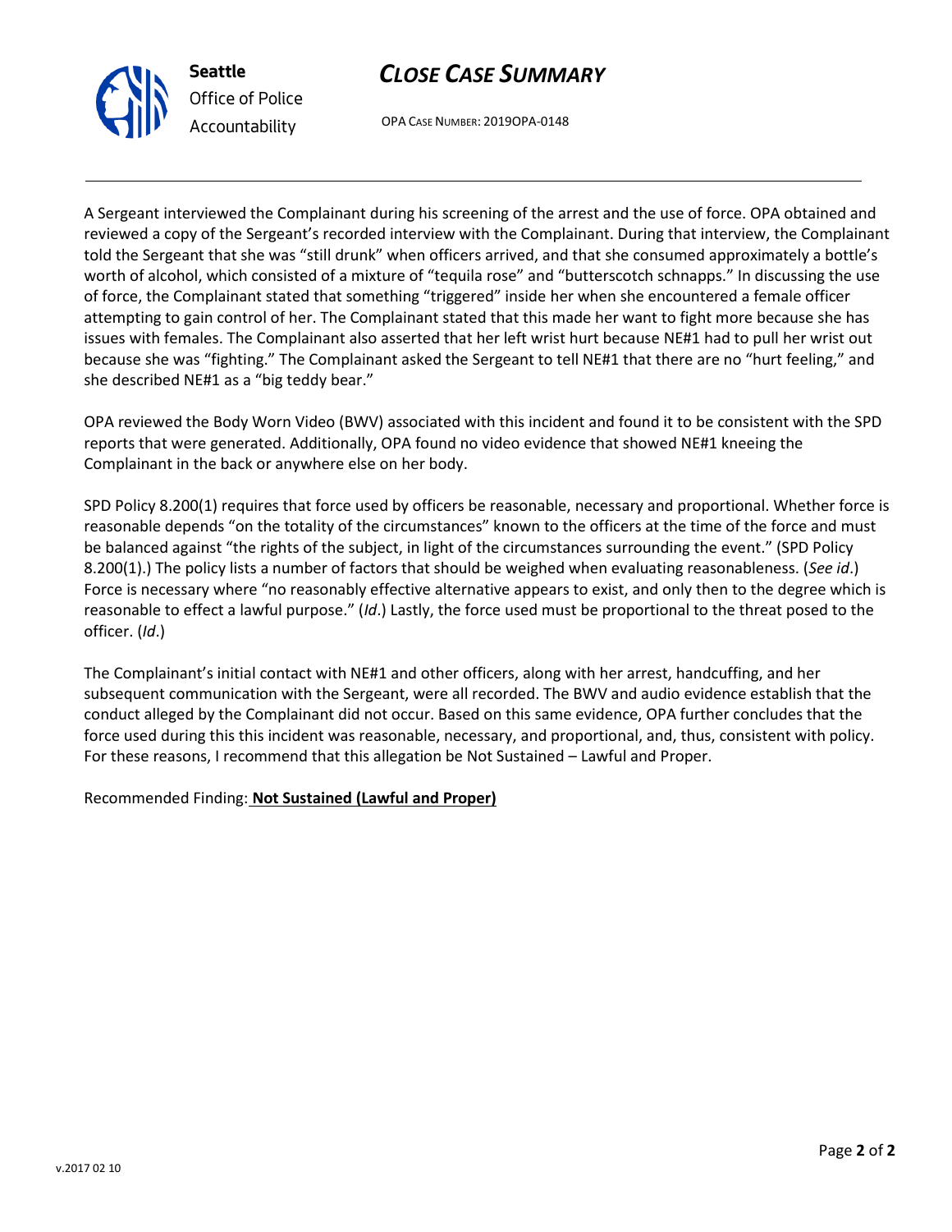A Sergeant interviewed the Complainant during his screening of the arrest and the use of force. OPA obtained and reviewed a copy of the Sergeant's recorded interview with the Complainant. During that interview, the Complainant told the Sergeant that she was "still drunk" when officers arrived, and that she consumed approximately a bottle's worth of alcohol, which consisted of a mixture of "tequila rose" and "butterscotch schnapps." In discussing the use of force, the Complainant stated that something "triggered" inside her when she encountered a female officer attempting to gain control of her. The Complainant stated that this made her want to fight more because she has issues with females. The Complainant also asserted that her left wrist hurt because NE#1 had to pull her wrist out because she was "fighting." The Complainant asked the Sergeant to tell NE#1 that there are no "hurt feeling," and she described NE#1 as a "big teddy bear."

OPA reviewed the Body Worn Video (BWV) associated with this incident and found it to be consistent with the SPD reports that were generated. Additionally, OPA found no video evidence that showed NE#1 kneeing the Complainant in the back or anywhere else on her body.

SPD Policy 8.200(1) requires that force used by officers be reasonable, necessary and proportional. Whether force is reasonable depends "on the totality of the circumstances" known to the officers at the time of the force and must be balanced against "the rights of the subject, in light of the circumstances surrounding the event." (SPD Policy 8.200(1).) The policy lists a number of factors that should be weighed when evaluating reasonableness. (*See id*.) Force is necessary where "no reasonably effective alternative appears to exist, and only then to the degree which is reasonable to effect a lawful purpose." (*Id*.) Lastly, the force used must be proportional to the threat posed to the officer. (*Id*.)

The Complainant's initial contact with NE#1 and other officers, along with her arrest, handcuffing, and her subsequent communication with the Sergeant, were all recorded. The BWV and audio evidence establish that the conduct alleged by the Complainant did not occur. Based on this same evidence, OPA further concludes that the force used during this this incident was reasonable, necessary, and proportional, and, thus, consistent with policy. For these reasons, I recommend that this allegation be Not Sustained – Lawful and Proper.

Recommended Finding: **Not Sustained (Lawful and Proper)**